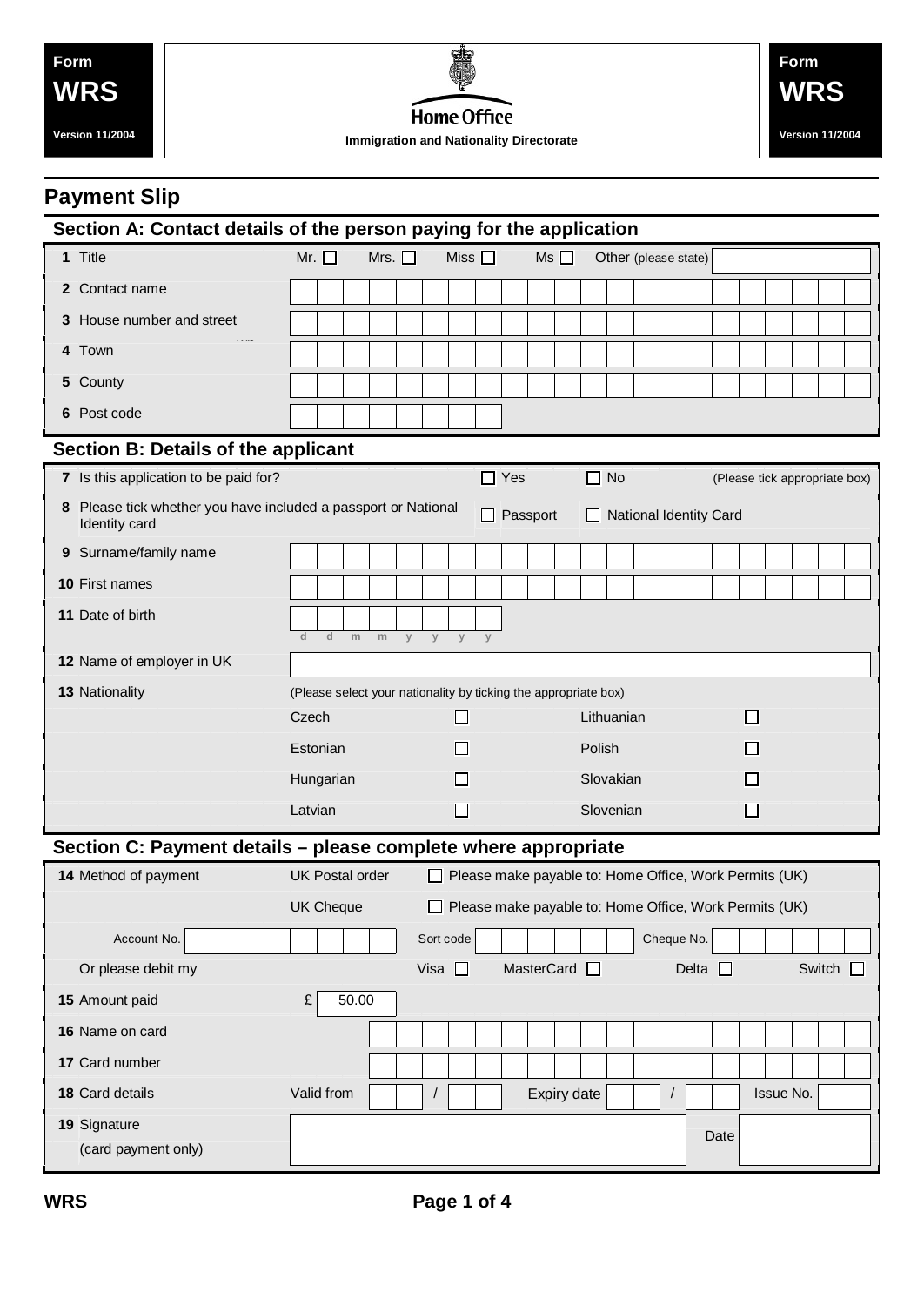Form **WRS** Version 11/2004

Home Office
Immigration and Nationality Directorate

Form **WRS** Version 11/2004

# Payment Slip

## Section A: Contact details of the person paying for the application

| | |
|---|---|
| 1 Title | Mr. ☐ Mrs. ☐ Miss ☐ Ms ☐ Other (please state) |
| 2 Contact name | |
| 3 House number and street | |
| 4 Town | |
| 5 County | |
| 6 Post code | |

## Section B: Details of the applicant

| | |
|---|---|
| 7 Is this application to be paid for? | ☐ Yes ☐ No (Please tick appropriate box) |
| 8 Please tick whether you have included a passport or National Identity card | ☐ Passport ☐ National Identity Card |
| 9 Surname/family name | |
| 10 First names | |
| 11 Date of birth | d d m m y y y y |
| 12 Name of employer in UK | |
| 13 Nationality | (Please select your nationality by ticking the appropriate box) |

| | | | |
|---|---|---|---|
| Czech | ☐ | Lithuanian | ☐ |
| Estonian | ☐ | Polish | ☐ |
| Hungarian | ☐ | Slovakian | ☐ |
| Latvian | ☐ | Slovenian | ☐ |

## Section C: Payment details – please complete where appropriate

| | | |
|---|---|---|
| 14 Method of payment | UK Postal order | ☐ Please make payable to: Home Office, Work Permits (UK) |
| | UK Cheque | ☐ Please make payable to: Home Office, Work Permits (UK) |
| Account No. | Sort code | Cheque No. |
| Or please debit my | Visa ☐ MasterCard ☐ Delta ☐ Switch ☐ | |
| 15 Amount paid | £ 50.00 | |
| 16 Name on card | | |
| 17 Card number | | |
| 18 Card details | Valid from / | Expiry date / Issue No. |
| 19 Signature (card payment only) | | Date |

WRS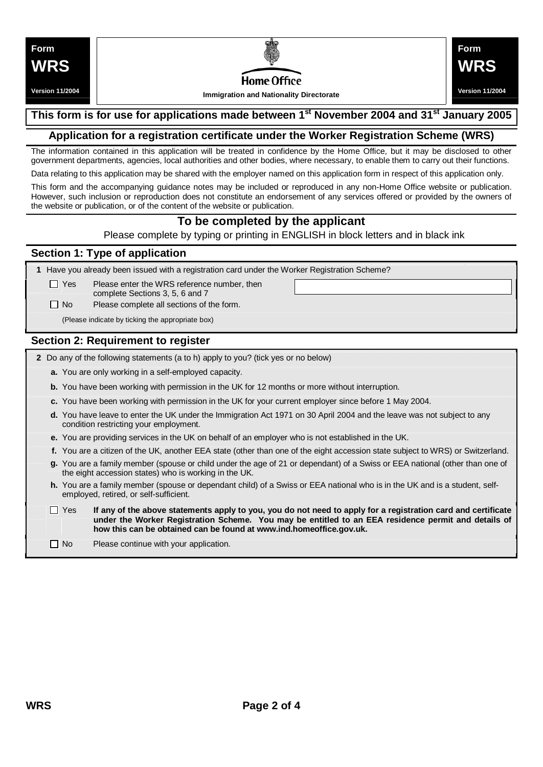**Form WRS**
**Version 11/2004**

**Home Office**
**Immigration and Nationality Directorate**

**This form is for use for applications made between 1st November 2004 and 31st January 2005**

## Application for a registration certificate under the Worker Registration Scheme (WRS)

The information contained in this application will be treated in confidence by the Home Office, but it may be disclosed to other government departments, agencies, local authorities and other bodies, where necessary, to enable them to carry out their functions.

Data relating to this application may be shared with the employer named on this application form in respect of this application only.

This form and the accompanying guidance notes may be included or reproduced in any non-Home Office website or publication. However, such inclusion or reproduction does not constitute an endorsement of any services offered or provided by the owners of the website or publication, or of the content of the website or publication.

## To be completed by the applicant

Please complete by typing or printing in ENGLISH in block letters and in black ink

### Section 1: Type of application

**1** Have you already been issued with a registration card under the Worker Registration Scheme?

- ☐ Yes — Please enter the WRS reference number, then complete Sections 3, 5, 6 and 7 ____________________
- ☐ No — Please complete all sections of the form.

(Please indicate by ticking the appropriate box)

### Section 2: Requirement to register

**2** Do any of the following statements (a to h) apply to you? (tick yes or no below)

**a.** You are only working in a self-employed capacity.

**b.** You have been working with permission in the UK for 12 months or more without interruption.

**c.** You have been working with permission in the UK for your current employer since before 1 May 2004.

**d.** You have leave to enter the UK under the Immigration Act 1971 on 30 April 2004 and the leave was not subject to any condition restricting your employment.

**e.** You are providing services in the UK on behalf of an employer who is not established in the UK.

**f.** You are a citizen of the UK, another EEA state (other than one of the eight accession state subject to WRS) or Switzerland.

**g.** You are a family member (spouse or child under the age of 21 or dependant) of a Swiss or EEA national (other than one of the eight accession states) who is working in the UK.

**h.** You are a family member (spouse or dependant child) of a Swiss or EEA national who is in the UK and is a student, self-employed, retired, or self-sufficient.

- ☐ Yes — **If any of the above statements apply to you, you do not need to apply for a registration card and certificate under the Worker Registration Scheme. You may be entitled to an EEA residence permit and details of how this can be obtained can be found at www.ind.homeoffice.gov.uk.**
- ☐ No — Please continue with your application.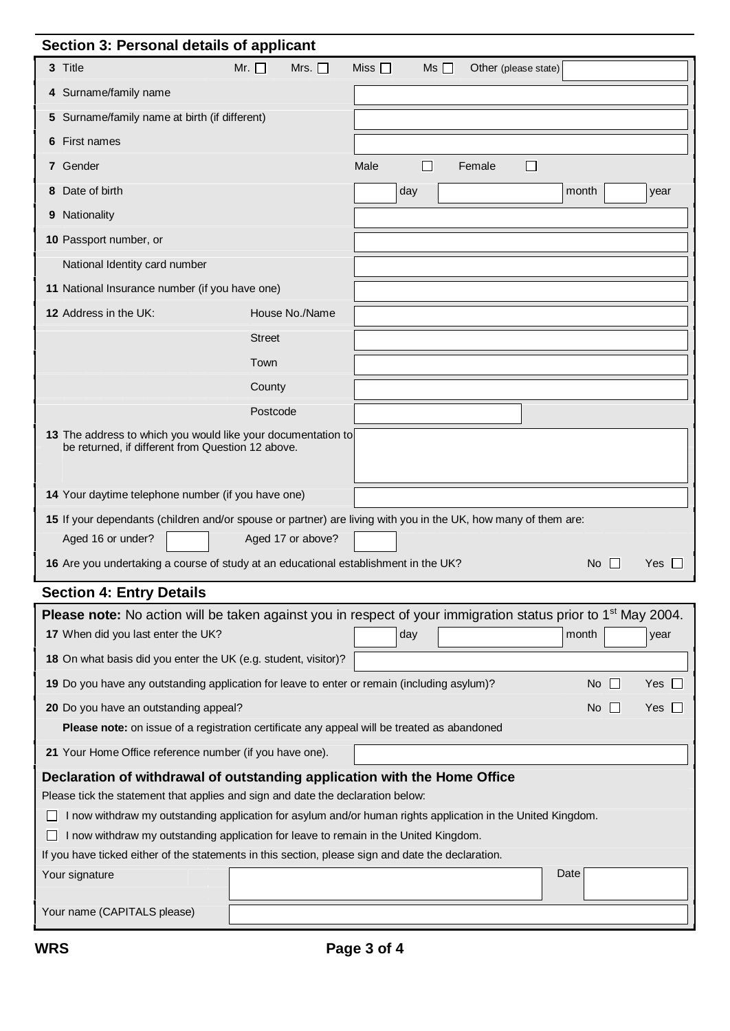## Section 3: Personal details of applicant

| | |
|---|---|
| **3** Title | Mr. ☐ Mrs. ☐ Miss ☐ Ms ☐ Other (please state) |
| **4** Surname/family name | |
| **5** Surname/family name at birth (if different) | |
| **6** First names | |
| **7** Gender | Male ☐ Female ☐ |
| **8** Date of birth | day month year |
| **9** Nationality | |
| **10** Passport number, or | |
| National Identity card number | |
| **11** National Insurance number (if you have one) | |
| **12** Address in the UK: House No./Name | |
| Street | |
| Town | |
| County | |
| Postcode | |
| **13** The address to which you would like your documentation to be returned, if different from Question 12 above. | |
| **14** Your daytime telephone number (if you have one) | |

**15** If your dependants (children and/or spouse or partner) are living with you in the UK, how many of them are:

Aged 16 or under? ______ Aged 17 or above? ______

**16** Are you undertaking a course of study at an educational establishment in the UK? No ☐ Yes ☐

## Section 4: Entry Details

**Please note:** No action will be taken against you in respect of your immigration status prior to 1st May 2004.

| | |
|---|---|
| **17** When did you last enter the UK? | day month year |
| **18** On what basis did you enter the UK (e.g. student, visitor)? | |

**19** Do you have any outstanding application for leave to enter or remain (including asylum)? No ☐ Yes ☐

**20** Do you have an outstanding appeal? No ☐ Yes ☐

**Please note:** on issue of a registration certificate any appeal will be treated as abandoned

**21** Your Home Office reference number (if you have one). ______

### Declaration of withdrawal of outstanding application with the Home Office

Please tick the statement that applies and sign and date the declaration below:

- ☐ I now withdraw my outstanding application for asylum and/or human rights application in the United Kingdom.
- ☐ I now withdraw my outstanding application for leave to remain in the United Kingdom.

If you have ticked either of the statements in this section, please sign and date the declaration.

Your signature ______ Date ______

Your name (CAPITALS please) ______

WRS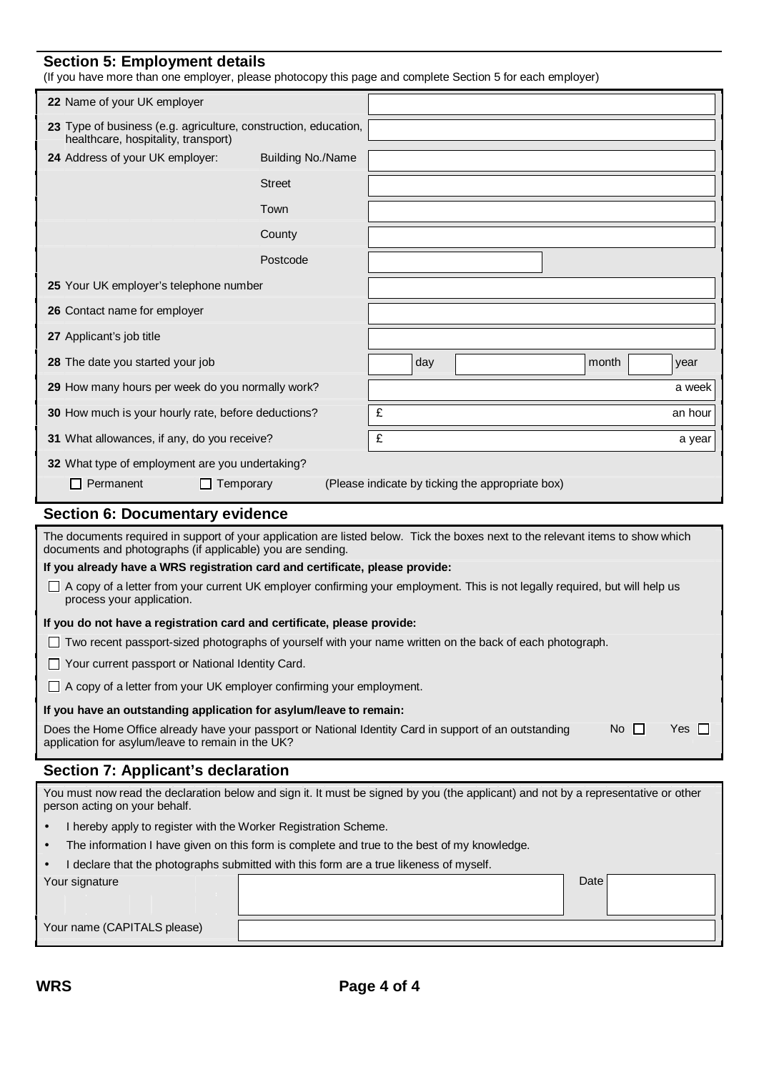## Section 5: Employment details

(If you have more than one employer, please photocopy this page and complete Section 5 for each employer)

| | | |
|---|---|---|
| **22** Name of your UK employer | | |
| **23** Type of business (e.g. agriculture, construction, education, healthcare, hospitality, transport) | | |
| **24** Address of your UK employer: | Building No./Name | |
| | Street | |
| | Town | |
| | County | |
| | Postcode | |
| **25** Your UK employer's telephone number | | |
| **26** Contact name for employer | | |
| **27** Applicant's job title | | |
| **28** The date you started your job | | day month year |
| **29** How many hours per week do you normally work? | | a week |
| **30** How much is your hourly rate, before deductions? | | £ an hour |
| **31** What allowances, if any, do you receive? | | £ a year |

**32** What type of employment are you undertaking?

☐ Permanent ☐ Temporary (Please indicate by ticking the appropriate box)

## Section 6: Documentary evidence

The documents required in support of your application are listed below. Tick the boxes next to the relevant items to show which documents and photographs (if applicable) you are sending.

**If you already have a WRS registration card and certificate, please provide:**

☐ A copy of a letter from your current UK employer confirming your employment. This is not legally required, but will help us process your application.

**If you do not have a registration card and certificate, please provide:**

☐ Two recent passport-sized photographs of yourself with your name written on the back of each photograph.

☐ Your current passport or National Identity Card.

☐ A copy of a letter from your UK employer confirming your employment.

**If you have an outstanding application for asylum/leave to remain:**

Does the Home Office already have your passport or National Identity Card in support of an outstanding application for asylum/leave to remain in the UK? No ☐ Yes ☐

## Section 7: Applicant's declaration

You must now read the declaration below and sign it. It must be signed by you (the applicant) and not by a representative or other person acting on your behalf.

- I hereby apply to register with the Worker Registration Scheme.
- The information I have given on this form is complete and true to the best of my knowledge.
- I declare that the photographs submitted with this form are a true likeness of myself.

| | | | |
|---|---|---|---|
| Your signature | | Date | |
| Your name (CAPITALS please) | | | |

**WRS**